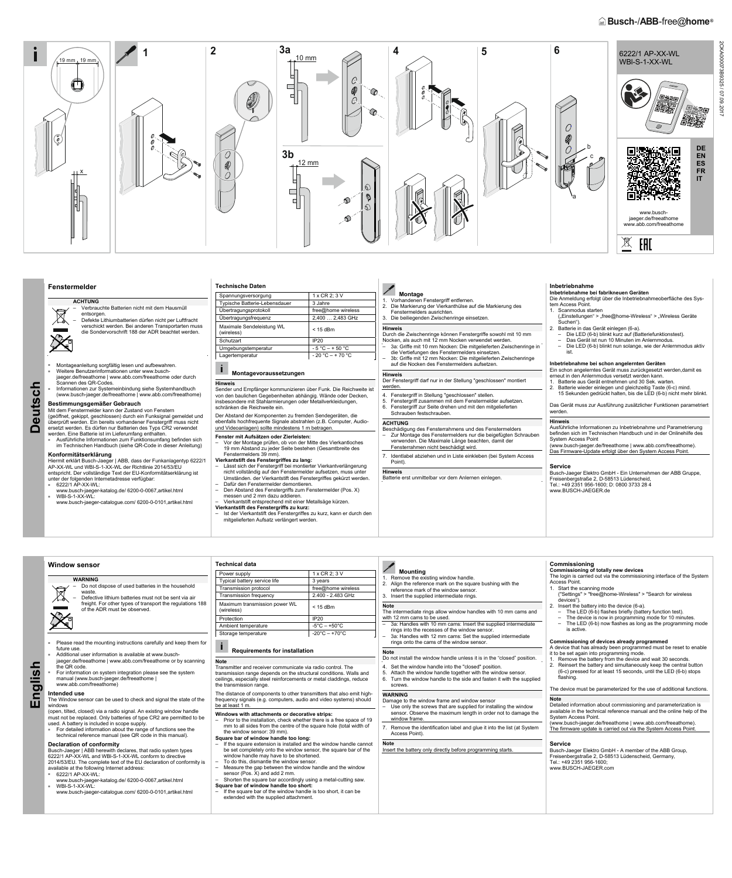Busch-/ABB-free@home®

6222/1 AP-XX-WL
WBI-S-1-XX-WL

DE
EN
ES
FR
IT

www.busch-jaeger.de/freeathome
www.abb.com/freeathome

2CKA000073B9325 / 07.09.2017

# Deutsch

## Fenstermelder

**ACHTUNG**

- Verbrauchte Batterien nicht mit dem Hausmüll entsorgen.
- Defekte Lithiumbatterien dürfen nicht per Luftfracht verschickt werden. Bei anderen Transportarten muss die Sondervorschrift 188 der ADR beachtet werden.

- Montageanleitung sorgfältig lesen und aufbewahren.
- Weitere Benutzerinformationen unter www.busch-jaeger.de/freeathome | www.abb.com/freeathome oder durch Scannen des QR-Codes.
- Informationen zur Systemeinbindung siehe Systemhandbuch (www.busch-jaeger.de/freeathome | www.abb.com/freeathome)

### Bestimmungsgemäßer Gebrauch

Mit dem Fenstermelder kann der Zustand von Fenstern (geöffnet, gekippt, geschlossen) durch ein Funksignal gemeldet und überprüft werden. Ein bereits vorhandener Fenstergriff muss nicht ersetzt werden. Es dürfen nur Batterien des Typs CR2 verwendet werden. Eine Batterie ist im Lieferumfang enthalten.

- Ausführliche Informationen zum Funktionsumfang befinden sich im Technischen Handbuch (siehe QR-Code in dieser Anleitung)

### Konformitätserklärung

Hiermit erklärt Busch-Jaeger | ABB, dass der Funkanlagentyp 6222/1 AP-XX-WL und WBI-S-1-XX-WL der Richtlinie 2014/53/EU entspricht. Der vollständige Text der EU-Konformitätserklärung ist unter der folgenden Internetadresse verfügbar:

- 6222/1 AP-XX-WL: www.busch-jaeger-katalog.de/ 6200-0-0067,artikel.html
- WBI-S-1-XX-WL: www.busch-jaeger-catalogue.com/ 6200-0-0101,artikel.html

## Technische Daten

| | |
|---|---|
| Spannungsversorgung | 1 x CR 2; 3 V |
| Typische Batterie-Lebensdauer | 3 Jahre |
| Übertragungsprotokoll | free@home wireless |
| Übertragungsfrequenz | 2,400 … 2,483 GHz |
| Maximale Sendeleistung WL (wireless) | < 15 dBm |
| Schutzart | IP20 |
| Umgebungstemperatur | - 5 °C – + 50 °C |
| Lagertemperatur | - 20 °C – + 70 °C |

## Montagevoraussetzungen

**Hinweis**

Sender und Empfänger kommunizieren über Funk. Die Reichweite ist von den baulichen Gegebenheiten abhängig. Wände oder Decken, insbesondere mit Stahlarmierungen oder Metallverkleidungen, schränken die Reichweite ein.

Der Abstand der Komponenten zu fremden Sendegeräten, die ebenfalls hochfrequente Signale abstrahlen (z.B. Computer, Audio- und Videoanlagen) sollte mindestens 1 m betragen.

**Fenster mit Aufsätzen oder Zierleisten:**

- Vor der Montage prüfen, ob von der Mitte des Vierkantloches 19 mm Abstand zu jeder Seite bestehen (Gesamtbreite des Fenstermelders 39 mm).

**Vierkantstift des Fenstergriffes zu lang:**

- Lässt sich der Fenstergriff bei montierter Vierkantverlängerung nicht vollständig auf den Fenstermelder aufsetzen, muss unter Umständen. der Vierkantstift des Fenstergriffes gekürzt werden.
- Dafür den Fenstermelder demontieren.
- Den Abstand des Fenstergriffs zum Fenstermelder (Pos. X) messen und 2 mm dazu addieren.
- Vierkantstift entsprechend mit einer Metallsäge kürzen.

**Vierkantstift des Fenstergriffs zu kurz:**

- Ist der Vierkantstift des Fenstergriffes zu kurz, kann er durch den mitgelieferten Aufsatz verlängert werden.

## Montage

1. Vorhandenen Fenstergriff entfernen.
2. Die Markierung der Vierkanthülse auf die Markierung des Fenstermelders ausrichten.
3. Die beiliegenden Zwischenringe einsetzen.

**Hinweis**

Durch die Zwischenringe können Fenstergriffe sowohl mit 10 mm Nocken, als auch mit 12 mm Nocken verwendet werden.

- 3a: Griffe mit 10 mm Nocken: Die mitgelieferten Zwischenringe in die Vertiefungen des Fenstermelders einsetzen.
- 3b: Griffe mit 12 mm Nocken: Die mitgelieferten Zwischenringe auf die Nocken des Fenstermelders aufsetzen.

**Hinweis**

Der Fenstergriff darf nur in der Stellung "geschlossen" montiert werden.

4. Fenstergriff in Stellung "geschlossen" stellen.
5. Fenstergriff zusammen mit dem Fenstermelder aufsetzen.
6. Fenstergriff zur Seite drehen und mit den mitgelieferten Schrauben festschrauben.

**ACHTUNG**

Beschädigung des Fensterrahmens und des Fenstermelders

- Zur Montage des Fenstermelders nur die beigefügten Schrauben verwenden. Die Maximale Länge beachten, damit der Fensterrahmen nicht beschädigt wird.

7. Identlabel abziehen und in Liste einkleben (bei System Access Point).

**Hinweis**

Batterie erst unmittelbar vor dem Anlernen einlegen.

## Inbetriebnahme

**Inbetriebnahme bei fabrikneuen Geräten**

Die Anmeldung erfolgt über die Inbetriebnahmeoberfläche des System Access Point.

1. Scanmodus starten („Einstellungen" > „free@home-Wireless" > „Wireless Geräte Suchen").
2. Batterie in das Gerät einlegen (6-a).
   - Die LED (6-b) blinkt kurz auf (Batteriefunktionstest).
   - Das Gerät ist nun 10 Minuten im Anlernmodus.
   - Die LED (6-b) blinkt nun solange, wie der Anlernmodus aktiv ist.

**Inbetriebnahme bei schon angelernten Geräten**

Ein schon angelerntes Gerät muss zurückgesetzt werden,damit es erneut in den Anlernmodus versetzt werden kann.

1. Batterie aus Gerät entnehmen und 30 Sek. warten.
2. Batterie wieder einlegen und gleichzeitig Taste (6-c) mind. 15 Sekunden gedrückt halten, bis die LED (6-b) nicht mehr blinkt.

Das Gerät muss zur Ausführung zusätzlicher Funktionen parametriert werden.

**Hinweis**

Ausführliche Informationen zu Inbetriebnahme und Parametrierung befinden sich im Technischen Handbuch und in der Onlinehilfe des System Access Point (www.busch-jaeger.de/freeathome | www.abb.com/freeathome). Das Firmware-Update erfolgt über den System Access Point.

## Service

Busch-Jaeger Elektro GmbH - Ein Unternehmen der ABB Gruppe, Freisenbergstraße 2, D-58513 Lüdenscheid, Tel.: +49 2351 956-1600; D: 0800 3733 28 4
www.BUSCH-JAEGER.de

# English

## Window sensor

**WARNING**

- Do not dispose of used batteries in the household waste.
- Defective lithium batteries must not be sent via air freight. For other types of transport the regulations 188 of the ADR must be observed.

- Please read the mounting instructions carefully and keep them for future use.
- Additional user information is available at www.busch-jaeger.de/freeathome | www.abb.com/freeathome or by scanning the QR code.
- For information on system integration please see the system manual (www.busch-jaeger.de/freeathome | www.abb.com/freeathome)

### Intended use

The Window sensor can be used to check and signal the state of the windows (open, tilted, closed) via a radio signal. An existing window handle must not be replaced. Only batteries of type CR2 are permitted to be used. A battery is included in scope supply.

- For detailed information about the range of functions see the technical reference manual (see QR code in this manual).

### Declaration of conformity

Busch-Jaeger | ABB herewith declares, that radio system types 6222/1 AP-XX-WL and WBI-S-1-XX-WL conform to directive 2014/53/EU. The complete text of the EU declaration of conformity is available at the following Internet address:

- 6222/1 AP-XX-WL: www.busch-jaeger-katalog.de/ 6200-0-0067,artikel.html
- WBI-S-1-XX-WL: www.busch-jaeger-catalogue.com/ 6200-0-0101,artikel.html

## Technical data

| | |
|---|---|
| Power supply | 1 x CR 2; 3 V |
| Typical battery service life | 3 years |
| Transmission protocol | free@home wireless |
| Transmission frequency | 2.400 - 2.483 GHz |
| Maximum transmission power WL (wireless) | < 15 dBm |
| Protection | IP20 |
| Ambient temperature | -5°C – +50°C |
| Storage temperature | -20°C – +70°C |

## Requirements for installation

**Note**

Transmitter and receiver communicate via radio control. The transmission range depends on the structural conditions. Walls and ceilings, especially steel reinforcements or metal claddings, reduce the transmission range.

The distance of components to other transmitters that also emit high-frequency signals (e.g. computers, audio and video systems) should be at least 1 m.

**Windows with attachments or decorative strips:**

- Prior to the installation, check whether there is a free space of 19 mm to all sides from the centre of the square hole (total width of the window sensor: 39 mm).

**Square bar of window handle too long:**

- If the square extension is installed and the window handle cannot be set completely onto the window sensor, the square bar of the window handle may have to be shortened.
- To do this, dismantle the window sensor.
- Measure the gap between the window handle and the window sensor (Pos. X) and add 2 mm.
- Shorten the square bar accordingly using a metal-cutting saw.

**Square bar of window handle too short:**

- If the square bar of the window handle is too short, it can be extended with the supplied attachment.

## Mounting

1. Remove the existing window handle.
2. Align the reference mark on the square bushing with the reference mark of the window sensor.
3. Insert the supplied intermediate rings.

**Note**

The intermediate rings allow window handles with 10 mm cams and with 12 mm cams to be used.

- 3a: Handles with 10 mm cams: Insert the supplied intermediate rings into the recesses of the window sensor.
- 3a: Handles with 12 mm cams: Set the supplied intermediate rings onto the cams of the window sensor.

**Note**

Do not install the window handle unless it is in the "closed" position.

4. Set the window handle into the "closed" position.
5. Attach the window handle together with the window sensor.
6. Turn the window handle to the side and fasten it with the supplied screws.

**WARNING**

Damage to the window frame and window sensor

- Use only the screws that are supplied for installing the window sensor. Observe the maximum length in order not to damage the window frame.

7. Remove the identification label and glue it into the list (at System Access Point).

**Note**

Insert the battery only directly before programming starts.

## Commissioning

**Commissioning of totally new devices**

The login is carried out via the commissioning interface of the System Access Point.

1. Start the scanning mode ("Settings" > "free@home-Wireless" > "Search for wireless devices").
2. Insert the battery into the device (6-a).
   - The LED (6-b) flashes briefly (battery function test).
   - The device is now in programming mode for 10 minutes.
   - The LED (6-b) now flashes as long as the programming mode is active.

**Commissioning of devices already programmed**

A device that has already been programmed must be reset to enable it to be set again into programming mode.

1. Remove the battery from the device and wait 30 seconds.
2. Reinsert the battery and simultaneously keep the central button (6-c) pressed for at least 15 seconds, until the LED (6-b) stops flashing.

The device must be parameterized for the use of additional functions.

**Note**

Detailed information about commissioning and parameterization is available in the technical reference manual and the online help of the System Access Point. (www.busch-jaeger.de/freeathome | www.abb.com/freeathome). The firmware update is carried out via the System Access Point.

## Service

Busch-Jaeger Elektro GmbH - A member of the ABB Group, Freisenbergstraße 2, D-58513 Lüdenscheid, Germany, Tel.: +49 2351 956-1600;
www.BUSCH-JAEGER.com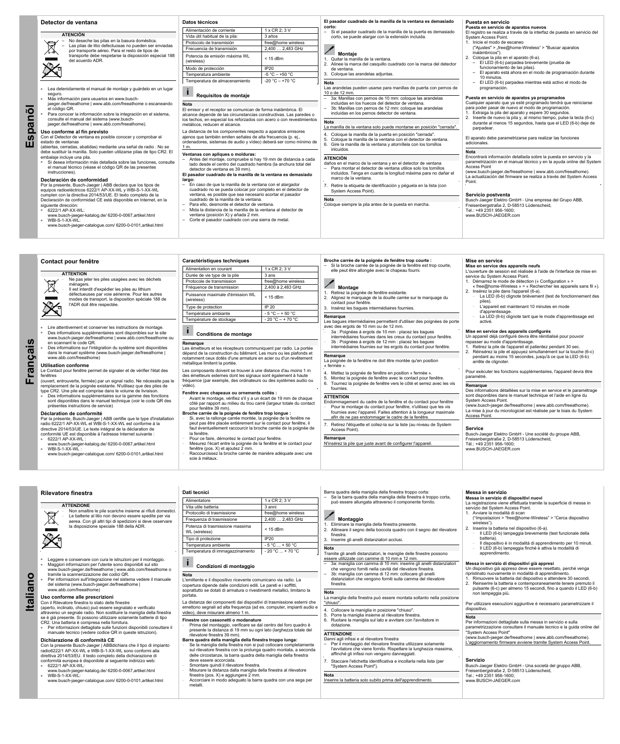# Español

## Detector de ventana

**ATENCIÓN**

- No deseche las pilas en la basura doméstica.
- Las pilas de litio defectuosas no pueden ser enviadas por transporte aéreo. Para el resto de tipos de transporte debe respetarse la disposición especial 188 del acuerdo ADR.

- Lea detenidamente el manual de montaje y guárdelo en un lugar seguro.
- Más información para usuarios en www.busch-jaeger.de/freeathome | www.abb.com/freeathome o escaneando el código QR.
- Para conocer la información sobre la integración en el sistema, consulte el manual del sistema (www.busch-jaeger.de/freeathome | www.abb.com/freeathome).

### Uso conforme al fin previsto

Con el Detector de ventana es posible conocer y comprobar el estado de ventanas
(abiertas, cerradas, abatidas) mediante una señal de radio . No se debe sustituir la manilla. Solo pueden utilizarse pilas de tipo CR2. El embalaje incluye una pila.

- Si desea información más detallada sobre las funciones, consulte el manual técnico (véase el código QR de las presentes instrucciones).

### Declaración de conformidad

Por la presente, Busch-Jaeger | ABB declara que los tipos de equipos radioeléctricos 6222/1 AP-XX-WL y WBI-S-1-XX-WL cumplen con la directiva 2014/53/UE. El texto completo de la Declaración de conformidad CE está disponible en Internet, en la siguiente dirección:

- 6222/1 AP-XX-WL:
  www.busch-jaeger-katalog.de/ 6200-0-0067,artikel.html
- WBI-S-1-XX-WL:
  www.busch-jaeger-catalogue.com/ 6200-0-0101,artikel.html

### Datos técnicos

| | |
|---|---|
| Alimentación de corriente | 1 x CR 2; 3 V |
| Vida útil habitual de la pila: | 3 años |
| Protocolo de transmisión | free@home wireless |
| Frecuencia de transmisión | 2,400 … 2,483 GHz |
| Potencia de emisión máxima WL (wireless) | < 15 dBm |
| Modo de protección | IP20 |
| Temperatura ambiente | -5 °C – +50 °C |
| Temperatura de almacenamiento | -20 °C – +70 °C |

### Requisitos de montaje

**Nota**

El emisor y el receptor se comunican de forma inalámbrica. El alcance depende de las circunstancias constructivas. Las paredes o los techos, en especial los reforzados con acero o con revestimientos metálicos, reducen el alcance.

La distancia de los componentes respecto a aparatos emisores ajenos que también emiten señales de alta frecuencia (p. ej., ordenadores, sistemas de audio y vídeo) deberá ser como mínimo de 1 m.

**Ventanas con apliques o molduras:**

- Antes del montaje, compruebe si hay 19 mm de distancia a cada lado desde el centro del cuadrado hembra (la anchura total del detector de ventana es 39 mm).

**El pasador cuadrado de la manilla de la ventana es demasiado largo:**

- En caso de que la manilla de la ventana con el alargador cuadrado no se pueda colocar por completo en el detector de ventana, es posible que sea necesario acortar el pasador cuadrado de la manilla de la ventana.
- Para ello, desmonte el detector de ventana.
- Mida la distancia de la manilla de la ventana al detector de ventana (posición X) y añada 2 mm.
- Corte el pasador cuadrado con una sierra de metal.

**El pasador cuadrado de la manilla de la ventana es demasiado corto:**

- Si el pasador cuadrado de la manilla de la puerta es demasiado corto, se puede alargar con la extensión incluida.

### Montaje

1. Quitar la manilla de la ventana.
2. Alinee la marca del casquillo cuadrado con la marca del detector de ventana.
3. Coloque las arandelas adjuntas.

**Nota**

Las arandelas pueden usarse para manillas de puerta con pernos de 10 o de 12 mm.

- 3a: Manillas con pernos de 10 mm: coloque las arandelas incluidas en los huecos del detector de ventana.
- 3b: Manillas con pernos de 12 mm: coloque las arandelas incluidas en los pernos detector de ventana.

**Nota**

La manilla de la ventana solo puede montarse en posición "cerrada".

4. Coloque la manilla de la puerta en posición "cerrada".
5. Coloque la manilla de la ventana con el detector de ventana.
6. Gire la manilla de la ventana y atorníllela con los tornillos inlcuidos.

**ATENCIÓN**

daños en el marco de la ventana y en el detector de ventana

- Para montar el detector de ventana utilice solo los tornillos incluidos. Tenga en cuanta la longitud máxima para no dañar el marco de la ventana.

7. Retire la etiqueta de identificación y péguela en la lista (con System Access Point).

**Nota**

Coloque siempre la pila antes de la puesta en marcha.

### Puesta en servicio

**Puesta en servicio de aparatos nuevos**

El registro se realiza a través de la interfaz de puesta en servicio del System Access Point.

1. Inicie el modo de escaneo ("Ajustes" > „free@home-Wireless" > "Buscar aparatos inalámbricos").
2. Coloque la pila en el aparato (6-a).
   - El LED (6-b) parpadea brevemente (prueba de funcionamiento de las pilas).
   - El aparato está ahora en el modo de programación durante 10 minutos.
   - El LED (6-b) parpadea mientras está activo el modo de programación.

**Puesta en servicio de aparatos ya programados**

Cualquier aparato que ya esté programado tendrá que reiniciarse para poder pasar de nuevo al modo de programación.

1. Extraiga la pila del aparato y espere 30 segundos.
2. Inserte de nuevo la pila y, al mismo tiempo, pulse la tecla (6-c) durante al menos 15 segundos, hasta que el LED (6-b) deje de parpadear.

El aparato debe parametrizarse para realizar las funciones adicionales.

**Nota**

Encontrará información detallada sobre la puesta en servicio y la parametrización en el manual técnico y en la ayuda online del System Access Point
(www.busch-jaeger.de/freeathome | www.abb.com/freeathome).
La actualización del firmware se realiza a través del System Access Point.

### Servicio postventa

Busch-Jaeger Elektro GmbH - Una empresa del Grupo ABB,
Freisenbergstraße 2, D-58513 Lüdenscheid,
Tel.: +49 2351 956-1600;
www.BUSCH-JAEGER.com

# Français

## Contact pour fenêtre

**ATTENTION**

- Ne pas jeter les piles usagées avec les déchets ménagers.
- Il est interdit d'expédier les piles au lithium défectueuses par voie aérienne. Pour les autres modes de transport, la disposition spéciale 188 de l'ADR doit être respectée.

- Lire attentivement et conserver les instructions de montage.
- Des informations supplémentaires sont disponibles sur le site www.busch-jaeger.de/freeathome | www.abb.com/freeathome ou en scannant le code QR.
- Des informations sur l'intégration du système sont disponibles dans le manuel système (www.busch-jaeger.de/freeathome | www.abb.com/freeathome)

### Utilisation conforme

Le Contact pour fenêtre permet de signaler et de vérifier l'état des fenêtres
(ouvert, entrouverte, fermé) par un signal radio. Ne nécessite pas le remplacement de la poignée existante. N'utilisez que des piles de type CR2. Une pile est comprise dans le volume de livraison.

- Des informations supplémentaires sur la gamme des fonctions sont disponibles dans le manuel technique (voir le code QR des présentes instructions de service)

### Déclaration de conformité

Par la présente, Busch-Jaeger | ABB certifie que le type d'installation radio 6222/1 AP-XX-WL et WBI-S-1-XX-WL est conforme à la directive 2014/53/UE. Le texte intégral de la déclaration de conformité UE est disponible à l'adresse Internet suivante :

- 6222/1 AP-XX-WL :
  www.busch-jaeger-katalog.de/ 6200-0-0067,artikel.html
- WBI-S-1-XX-WL :
  www.busch-jaeger-catalogue.com/ 6200-0-0101,artikel.html

### Caractéristiques techniques

| | |
|---|---|
| Alimentation en courant | 1 x CR 2; 3 V |
| Durée de vie type de la pile | 3 ans |
| Protocole de transmission | free@home wireless |
| Fréquence de transmission | 2,400 à 2,483 GHz |
| Puissance maximale d'émission WL (wireless) | < 15 dBm |
| Type de protection | IP 20 |
| Température ambiante | - 5 °C – + 50 °C |
| Température de stockage | - 20 °C – + 70 °C |

### Conditions de montage

**Remarque**

Les émetteurs et les récepteurs communiquent par radio. La portée dépend de la construction du bâtiment. Les murs ou les plafonds et notamment ceux dotés d'une armature en acier ou d'un revêtement métallique limitent la portée.

Les composants doivent se trouver à une distance d'au moins 1 m des émetteurs externes dont les signaux sont également à haute fréquence (par exemple, des ordinateurs ou des systèmes audio ou vidéo).

**Fenêtre avec chapeaux ou ornements collés :**

- Avant le montage, vérifiez s'il y a un écart de 19 mm de chaque côté par rapport au milieu du trou carré (largeur totale du contact pour fenêtre 39 mm).

**Broche carrée de la poignée de fenêtre trop longue :**

- Si, avec la rallonge carrée montée, la poignée de la fenêtre ne peut pas être placée entièrement sur le contact pour fenêtre, il faut éventuellement raccourcir la broche carrée de la poignée de la fenêtre.
- Pour ce faire, démontez le contact pour fenêtre.
- Mesurez l'écart entre la poignée de la fenêtre et le contact pour fenêtre (pos. X) et ajoutez 2 mm.
- Raccourcissez la broche carrée de manière adéquate avec une scie à métaux.

**Broche carrée de la poignée de fenêtre trop courte :**

- Si la broche carrée de la poignée de la fenêtre est trop courte, elle peut être allongée avec le chapeau fourni.

### Montage

1. Retirez la poignée de fenêtre existante.
2. Alignez le marquage de la douille carrée sur le marquage du contact pour fenêtre.
3. Insérez les bagues intermédiaires fournies.

**Remarque**

Les bagues intermédiaires permettent d'utiliser des poignées de porte avec des ergots de 10 mm ou de 12 mm.

- 3a : Poignées à ergots de 10 mm : placez les bagues intermédiaires fournies dans les creux du contact pour fenêtre.
- 3b : Poignées à ergots de 12 mm : placez les bagues intermédiaires fournies sur les ergots du contact pour fenêtre.

**Remarque**

La poignée de la fenêtre ne doit être montée qu'en position « fermée ».

4. Mettez la poignée de fenêtre en position « fermée ».
5. Montez la poignée de fenêtre avec le contact pour fenêtre.
6. Tournez la poignée de fenêtre vers le côté et serrez avec les vis fournies.

**ATTENTION**

Endommagement du cadre de la fenêtre et du contact pour fenêtre

- Pour le montage du contact pour fenêtre, n'utilisez que les vis fournies avec l'appareil. Faites attention à la longueur maximale afin de ne pas endommager le cadre de la fenêtre.

7. Retirez l'étiquette et collez-la sur la liste (au niveau de System Access Point).

**Remarque**

N'insérez la pile que juste avant de configurer l'appareil.

### Mise en service

**Mise en service des appareils neufs**

L'ouverture de session est réalisée à l'aide de l'interface de mise en service du System Access Point.

1. Démarrez le mode de détection (« Configuration » > « free@home-Wireless » > « Rechercher les appareils sans fil »).
2. Insérez la pile dans l'appareil (6-a).
   - La LED (6-b) clignote brièvement (test de fonctionnement des piles).
   - L'appareil est maintenant 10 minutes en mode d'apprentissage.
   - La LED (6-b) clignote tant que le mode d'apprentissage est activé.

**Mise en service des appareils configurés**

Un appareil déjà configuré devra être réinitialisé pour pouvoir repasser au mode d'apprentissage.

1. Retirez la pile de l'appareil et patientez pendant 30 sec.
2. Réinsérez la pile et appuyez simultanément sur la touche (6-c) pendant au moins 15 secondes, jusqu'à ce que la LED (6-b) arrête de clignoter.

Pour exécuter les fonctions supplémentaires, l'appareil devra être paramétré.

**Remarque**

Des informations détaillées sur la mise en service et le paramétrage sont disponibles dans le manuel technique et l'aide en ligne du System Access Point.
(www.busch-jaeger.de/freeathome | www.abb.com/freeathome).
La mise à jour du micrologiciel est réalisée par le biais du System Access Point.

### Service

Busch-Jaeger Elektro GmbH - Une société du groupe ABB,
Freisenbergstraße 2, D-58513 Lüdenscheid,
Tél.: +49 2351 956-1600;
www.BUSCH-JAEGER.com

# Italiano

## Rilevatore finestra

**ATTENZIONE**

- Non smaltire le pile scariche insieme ai rifiuti domestici.
- Le batterie al litio non devono essere spedite per via aerea. Con gli altri tipi di spedizioni si deve osservare la disposizione speciale 188 della ADR.

- Leggere e conservare con cura le istruzioni per il montaggio.
- Maggiori informazioni per l'utente sono disponibili sul sito www.busch-jaeger.de/freeathome | www.abb.com/freeathome o tramite la scannerizzazione dei codici QR.
- Per informazioni sull'integrazione nel sistema vedere il manuale del sistema (www.busch-jaeger.de/freeathome | www.abb.com/freeathome)

### Uso conforme alle prescrizioni

Con il Rilevatore finestra lo stato delle finestre
(aperto, inclinato, chiuso) può essere segnalato e verificato attraverso un segnale radio. Non sostituire la maniglia della finestra se è già presente. Si possono utilizzare solamente batterie di tipo CR2. Una batteria è compresa nella fornitura.

- Per informazioni dettagliate sulle funzioni disponibili consultare il manuale tecnico (vedere codice QR in queste istruzioni).

### Dichiarazione di conformità CE

Con la presente Busch-Jaeger | ABBdichiara che il tipo di impianto radio6222/1 AP-XX-WL e WBI-S-1-XX-WL sono conformi alla direttiva 2014/53/EU. Il testo completo della dichiarazione di conformità europea è disponibile al seguente indirizzo web:

- 6222/1 AP-XX-WL:
  www.busch-jaeger-katalog.de/ 6200-0-0067,artikel.html
- WBI-S-1-XX-WL:
  www.busch-jaeger-catalogue.com/ 6200-0-0101,artikel.html

### Dati tecnici

| | |
|---|---|
| Alimentatore | 1 x CR 2; 3 V |
| Vita utile batteria | 3 anni |
| Protocollo di trasmissione | free@home wireless |
| Frequenza di trasmissione | 2,400 … 2,483 GHz |
| Potenza di trasmissione massima WL (wireless) | < 15 dBm |
| Tipo di protezione | IP20 |
| Temperatura ambiente | - 5 °C ... + 50 °C |
| Temperatura di immagazzinamento | - 20 °C ... + 70 °C |

### Condizioni di montaggio

**Nota**

L'emittente e il dispositivo ricevente comunicano via radio. La copertura dipende dalle condizioni edili. Le pareti e i soffitti, soprattutto se dotati di armatura o rivestimenti metallici, limitano la portata.

La distanza dei componenti dai dispositivi di trasmissione esterni che emettono segnali ad alta frequenza (ad es. computer, impianti audio e video), deve misurare almeno 1 m.

**Finestre con cassonetti o modanature**

- Prima del montaggio, verificare se dal centro del foro quadro è presente la distanza di 19 mm su ogni lato (larghezza totale del rilevatore finestra 39 mm).

**Barra quadra della maniglia della finestra troppo lunga:**

- Se la maniglia della finestra non si può collocare completamente sul rilevatore finestra con la prolunga quadro montata, a seconda delle circostanze, la barra quadra della maniglia della finestra deve essere accorciata.
- Smontare quindi il rilevatore finestra.
- Misurare la distanza dalla maniglia della finestra al rilevatore finestra (pos. X) e aggiungere 2 mm.
- Accorciare in modo adeguato la barra quadra con una sega per metalli.

Barra quadra della maniglia della finestra troppo corta:

- Se la barra quadra della maniglia della finestra è troppo corta, può essere allungata attraverso il componente fornito.

### Montaggio

1. Eliminare la maniglia della finestra presente.
2. Allineare il segno della boccola quadro con il segno del rilevatore finestra.
3. Inserire gli anelli distanziatori acclusi.

**Nota**

Tramite gli anelli distanziatori, le maniglie delle finestre possono essere utilizzate con camme di 10 mm e 12 mm.

- 3a: maniglia con camma di 10 mm: inserire gli anelli distanziatori che vengono forniti nella cavità del rilevatore finestra.
- 3b: maniglia con camma di 12 mm: collocare gli anelli distanziatori che vengono forniti sulla camma del rilevatore finestra.

**Nota**

La maniglia della finestra può essere montata soltanto nella posizione "chiuso".

4. Collocare la maniglia in posizione "chiuso".
5. Porre la maniglia insieme al rilevatore finestra.
6. Ruotare la maniglia sul lato e avvitare con l'avvitatore in dotazione.

**ATTENZIONE**

Danni agli infissi e al rilevatore finestra

- Per il montaggio del rilevatore finestra utilizzare solamente l'avvitatore che viene fornito. Rispettare la lunghezza massima, affinché gli infissi non vengano danneggiati.

7. Staccare l'etichetta identificativa e incollarla nella lista (per "System Access Point").

**Nota**

Inserire la batteria solo subito prima dell'apprendimento.

### Messa in servizio

**Messa in servizio di dispositivi nuovi**

La registrazione viene effettuata tramite la superficie di messa in servizio del System Access Point.

1. Avviare la modalità di scan ("Impostazioni > "free@home-Wireless" > "Cerca dispositivo wireless").
2. Inserire la batteria nel dispositivo (6-a).
   - Il LED (6-b) lampeggia brevemente (test funzionale della batteria).
   - Il dispositivo è in modalità di apprendimento per 10 minuti.
   - Il LED (6-b) lampeggia finché è attiva la modalità di apprendimento.

**Messa in servizio di dispositivi già appresi**

Un dispositivo già appreso deve essere resettato, perché venga ripristinato nuovamente in modalità di apprendimento.

1. Rimuovere la batteria dal dispositivo e attendere 30 secondi.
2. Reinserire la batteria e contemporaneamente tenere premuto il pulsante (6-c) per almeno 15 secondi, fino a quando il LED (6-b) non lampeggia più.

Per utilizzare esecuzioni aggiuntive è necessario parametrizzare il dispositivo.

**Nota**

Per informazioni dettagliate sulla messa in servizio e sulla parametrizzazione consultare il manuale tecnico e la guida online del "System Access Point"
(www.busch-jaeger.de/freeathome | www.abb.com/freeathome).
L'aggiornamento firmware avviene tramite System Access Point.

### Servizio

Busch-Jaeger Elektro GmbH - Una società del gruppo ABB,
Freisenbergstraße 2, D-58513 Lüdenscheid,
Tel.: +49 2351 956-1600;
www.BUSCH-JAEGER.com